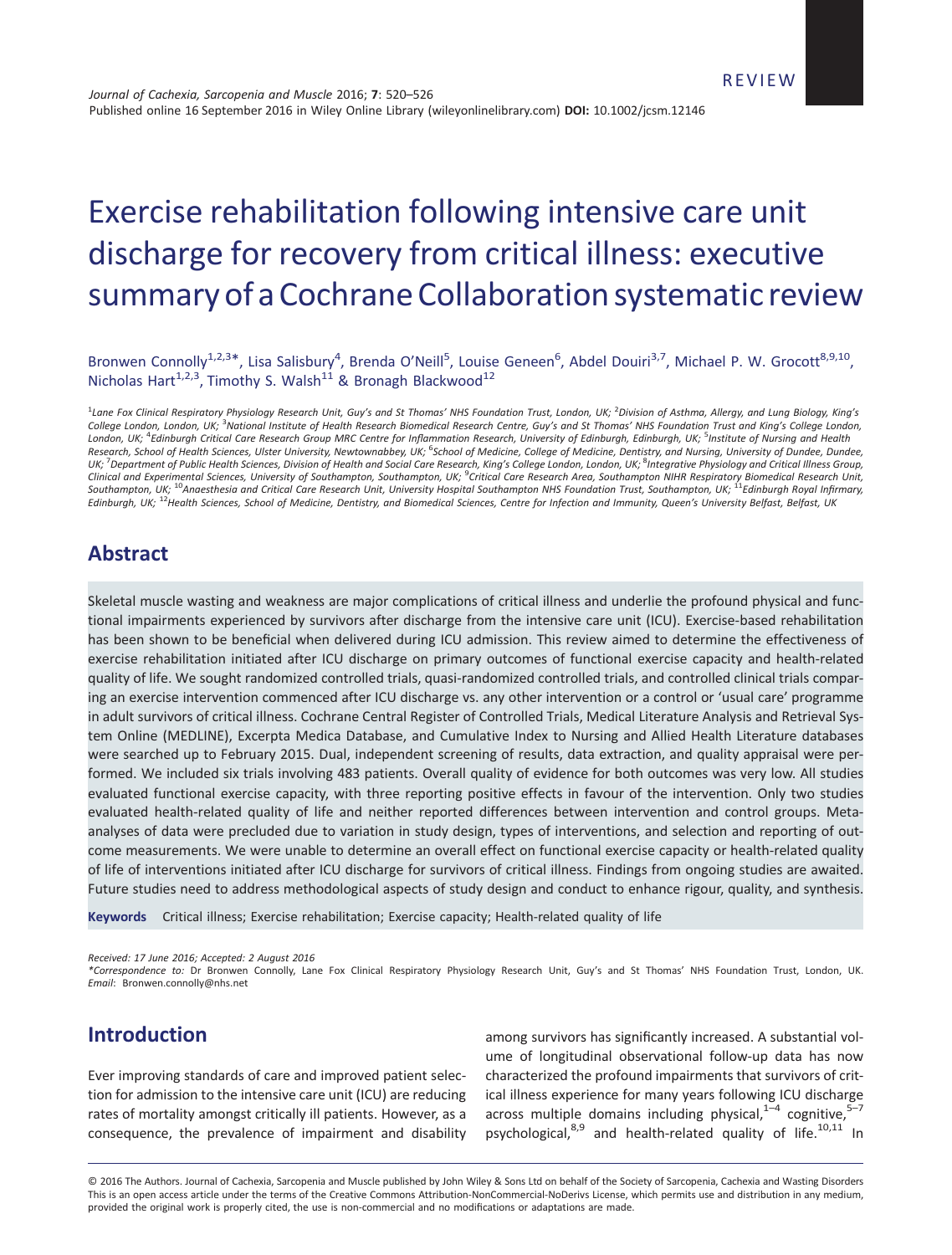REVIEW

# Exercise rehabilitation following intensive care unit discharge for recovery from critical illness: executive summary of a Cochrane Collaboration systematic review

Bronwen Connolly[1,2,3*], Lisa Salisbury[4], Brenda O'Neill[5], Louise Geneen[6], Abdel Douiri[3,7], Michael P. W. Grocott[8,9,10], Nicholas Hart[1,2,3], Timothy S. Walsh[11] & Bronagh Blackwood[12]

[1]*Lane Fox Clinical Respiratory Physiology Research Unit, Guy's and St Thomas' NHS Foundation Trust, London, UK;* [2]*Division of Asthma, Allergy, and Lung Biology, King's College London, London, UK;* [3]*National Institute of Health Research Biomedical Research Centre, Guy's and St Thomas' NHS Foundation Trust and King's College London, London, UK;* [4]*Edinburgh Critical Care Research Group MRC Centre for Inflammation Research, University of Edinburgh, Edinburgh, UK;* [5]*Institute of Nursing and Health Research, School of Health Sciences, Ulster University, Newtownabbey, UK;* [6]*School of Medicine, College of Medicine, Dentistry, and Nursing, University of Dundee, Dundee, UK;* [7]*Department of Public Health Sciences, Division of Health and Social Care Research, King's College London, London, UK;* [8]*Integrative Physiology and Critical Illness Group, Clinical and Experimental Sciences, University of Southampton, Southampton, UK;* [9]*Critical Care Research Area, Southampton NIHR Respiratory Biomedical Research Unit, Southampton, UK;* [10]*Anaesthesia and Critical Care Research Unit, University Hospital Southampton NHS Foundation Trust, Southampton, UK;* [11]*Edinburgh Royal Infirmary, Edinburgh, UK;* [12]*Health Sciences, School of Medicine, Dentistry, and Biomedical Sciences, Centre for Infection and Immunity, Queen's University Belfast, Belfast, UK*

## Abstract

Skeletal muscle wasting and weakness are major complications of critical illness and underlie the profound physical and functional impairments experienced by survivors after discharge from the intensive care unit (ICU). Exercise-based rehabilitation has been shown to be beneficial when delivered during ICU admission. This review aimed to determine the effectiveness of exercise rehabilitation initiated after ICU discharge on primary outcomes of functional exercise capacity and health-related quality of life. We sought randomized controlled trials, quasi-randomized controlled trials, and controlled clinical trials comparing an exercise intervention commenced after ICU discharge vs. any other intervention or a control or 'usual care' programme in adult survivors of critical illness. Cochrane Central Register of Controlled Trials, Medical Literature Analysis and Retrieval System Online (MEDLINE), Excerpta Medica Database, and Cumulative Index to Nursing and Allied Health Literature databases were searched up to February 2015. Dual, independent screening of results, data extraction, and quality appraisal were performed. We included six trials involving 483 patients. Overall quality of evidence for both outcomes was very low. All studies evaluated functional exercise capacity, with three reporting positive effects in favour of the intervention. Only two studies evaluated health-related quality of life and neither reported differences between intervention and control groups. Meta-analyses of data were precluded due to variation in study design, types of interventions, and selection and reporting of outcome measurements. We were unable to determine an overall effect on functional exercise capacity or health-related quality of life of interventions initiated after ICU discharge for survivors of critical illness. Findings from ongoing studies are awaited. Future studies need to address methodological aspects of study design and conduct to enhance rigour, quality, and synthesis.

**Keywords** Critical illness; Exercise rehabilitation; Exercise capacity; Health-related quality of life

*Received: 17 June 2016; Accepted: 2 August 2016*
*\*Correspondence to:* Dr Bronwen Connolly, Lane Fox Clinical Respiratory Physiology Research Unit, Guy's and St Thomas' NHS Foundation Trust, London, UK. *Email*: Bronwen.connolly@nhs.net

## Introduction

Ever improving standards of care and improved patient selection for admission to the intensive care unit (ICU) are reducing rates of mortality amongst critically ill patients. However, as a consequence, the prevalence of impairment and disability among survivors has significantly increased. A substantial volume of longitudinal observational follow-up data has now characterized the profound impairments that survivors of critical illness experience for many years following ICU discharge across multiple domains including physical,[1–4] cognitive,[5–7] psychological,[8,9] and health-related quality of life.[10,11] In

© 2016 The Authors. Journal of Cachexia, Sarcopenia and Muscle published by John Wiley & Sons Ltd on behalf of the Society of Sarcopenia, Cachexia and Wasting Disorders
This is an open access article under the terms of the Creative Commons Attribution-NonCommercial-NoDerivs License, which permits use and distribution in any medium, provided the original work is properly cited, the use is non-commercial and no modifications or adaptations are made.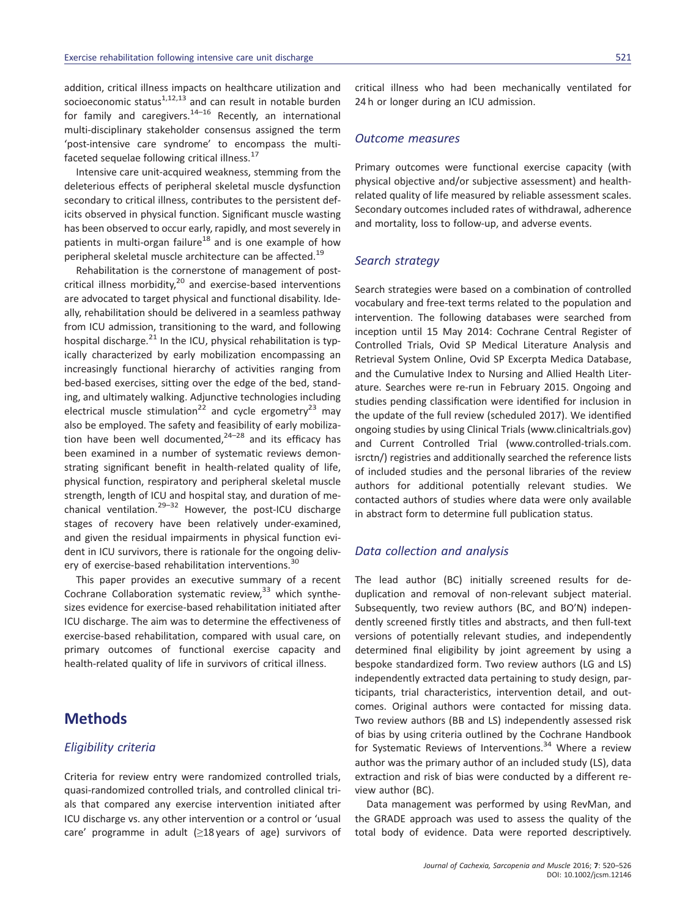addition, critical illness impacts on healthcare utilization and socioeconomic status[1,12,13] and can result in notable burden for family and caregivers.[14–16] Recently, an international multi-disciplinary stakeholder consensus assigned the term 'post-intensive care syndrome' to encompass the multi-faceted sequelae following critical illness.[17]

Intensive care unit-acquired weakness, stemming from the deleterious effects of peripheral skeletal muscle dysfunction secondary to critical illness, contributes to the persistent deficits observed in physical function. Significant muscle wasting has been observed to occur early, rapidly, and most severely in patients in multi-organ failure[18] and is one example of how peripheral skeletal muscle architecture can be affected.[19]

Rehabilitation is the cornerstone of management of post-critical illness morbidity,[20] and exercise-based interventions are advocated to target physical and functional disability. Ideally, rehabilitation should be delivered in a seamless pathway from ICU admission, transitioning to the ward, and following hospital discharge.[21] In the ICU, physical rehabilitation is typically characterized by early mobilization encompassing an increasingly functional hierarchy of activities ranging from bed-based exercises, sitting over the edge of the bed, standing, and ultimately walking. Adjunctive technologies including electrical muscle stimulation[22] and cycle ergometry[23] may also be employed. The safety and feasibility of early mobilization have been well documented,[24–28] and its efficacy has been examined in a number of systematic reviews demonstrating significant benefit in health-related quality of life, physical function, respiratory and peripheral skeletal muscle strength, length of ICU and hospital stay, and duration of mechanical ventilation.[29–32] However, the post-ICU discharge stages of recovery have been relatively under-examined, and given the residual impairments in physical function evident in ICU survivors, there is rationale for the ongoing delivery of exercise-based rehabilitation interventions.[30]

This paper provides an executive summary of a recent Cochrane Collaboration systematic review,[33] which synthesizes evidence for exercise-based rehabilitation initiated after ICU discharge. The aim was to determine the effectiveness of exercise-based rehabilitation, compared with usual care, on primary outcomes of functional exercise capacity and health-related quality of life in survivors of critical illness.

# Methods

## Eligibility criteria

Criteria for review entry were randomized controlled trials, quasi-randomized controlled trials, and controlled clinical trials that compared any exercise intervention initiated after ICU discharge vs. any other intervention or a control or 'usual care' programme in adult (≥18 years of age) survivors of critical illness who had been mechanically ventilated for 24 h or longer during an ICU admission.

## Outcome measures

Primary outcomes were functional exercise capacity (with physical objective and/or subjective assessment) and health-related quality of life measured by reliable assessment scales. Secondary outcomes included rates of withdrawal, adherence and mortality, loss to follow-up, and adverse events.

## Search strategy

Search strategies were based on a combination of controlled vocabulary and free-text terms related to the population and intervention. The following databases were searched from inception until 15 May 2014: Cochrane Central Register of Controlled Trials, Ovid SP Medical Literature Analysis and Retrieval System Online, Ovid SP Excerpta Medica Database, and the Cumulative Index to Nursing and Allied Health Literature. Searches were re-run in February 2015. Ongoing and studies pending classification were identified for inclusion in the update of the full review (scheduled 2017). We identified ongoing studies by using Clinical Trials (www.clinicaltrials.gov) and Current Controlled Trial (www.controlled-trials.com.isrctn/) registries and additionally searched the reference lists of included studies and the personal libraries of the review authors for additional potentially relevant studies. We contacted authors of studies where data were only available in abstract form to determine full publication status.

## Data collection and analysis

The lead author (BC) initially screened results for de-duplication and removal of non-relevant subject material. Subsequently, two review authors (BC, and BO'N) independently screened firstly titles and abstracts, and then full-text versions of potentially relevant studies, and independently determined final eligibility by joint agreement by using a bespoke standardized form. Two review authors (LG and LS) independently extracted data pertaining to study design, participants, trial characteristics, intervention detail, and outcomes. Original authors were contacted for missing data. Two review authors (BB and LS) independently assessed risk of bias by using criteria outlined by the Cochrane Handbook for Systematic Reviews of Interventions.[34] Where a review author was the primary author of an included study (LS), data extraction and risk of bias were conducted by a different review author (BC).

Data management was performed by using RevMan, and the GRADE approach was used to assess the quality of the total body of evidence. Data were reported descriptively.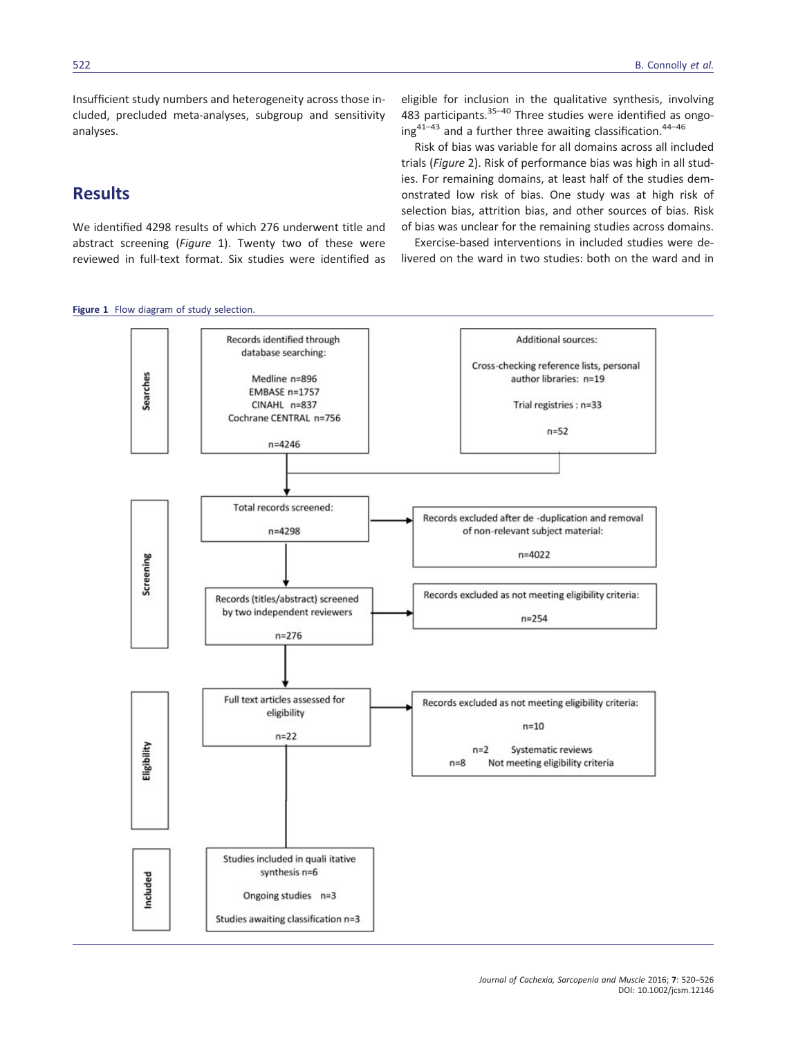Insufficient study numbers and heterogeneity across those included, precluded meta-analyses, subgroup and sensitivity analyses.

## Results

We identified 4298 results of which 276 underwent title and abstract screening (*Figure* 1). Twenty two of these were reviewed in full-text format. Six studies were identified as eligible for inclusion in the qualitative synthesis, involving 483 participants.[35–40] Three studies were identified as ongoing[41–43] and a further three awaiting classification.[44–46]

Risk of bias was variable for all domains across all included trials (*Figure* 2). Risk of performance bias was high in all studies. For remaining domains, at least half of the studies demonstrated low risk of bias. One study was at high risk of selection bias, attrition bias, and other sources of bias. Risk of bias was unclear for the remaining studies across domains.

Exercise-based interventions in included studies were delivered on the ward in two studies: both on the ward and in

**Figure 1** Flow diagram of study selection.

**Searches**

Records identified through database searching:

Medline n=896
EMBASE n=1757
CINAHL n=837
Cochrane CENTRAL n=756

n=4246

Additional sources:

Cross-checking reference lists, personal author libraries: n=19

Trial registries : n=33

n=52

**Screening**

Total records screened:

n=4298

Records excluded after de -duplication and removal of non-relevant subject material:

n=4022

Records (titles/abstract) screened by two independent reviewers

n=276

Records excluded as not meeting eligibility criteria:

n=254

**Eligibility**

Full text articles assessed for eligibility

n=22

Records excluded as not meeting eligibility criteria:

n=10

n=2 Systematic reviews
n=8 Not meeting eligibility criteria

**Included**

Studies included in quali itative synthesis n=6

Ongoing studies n=3

Studies awaiting classification n=3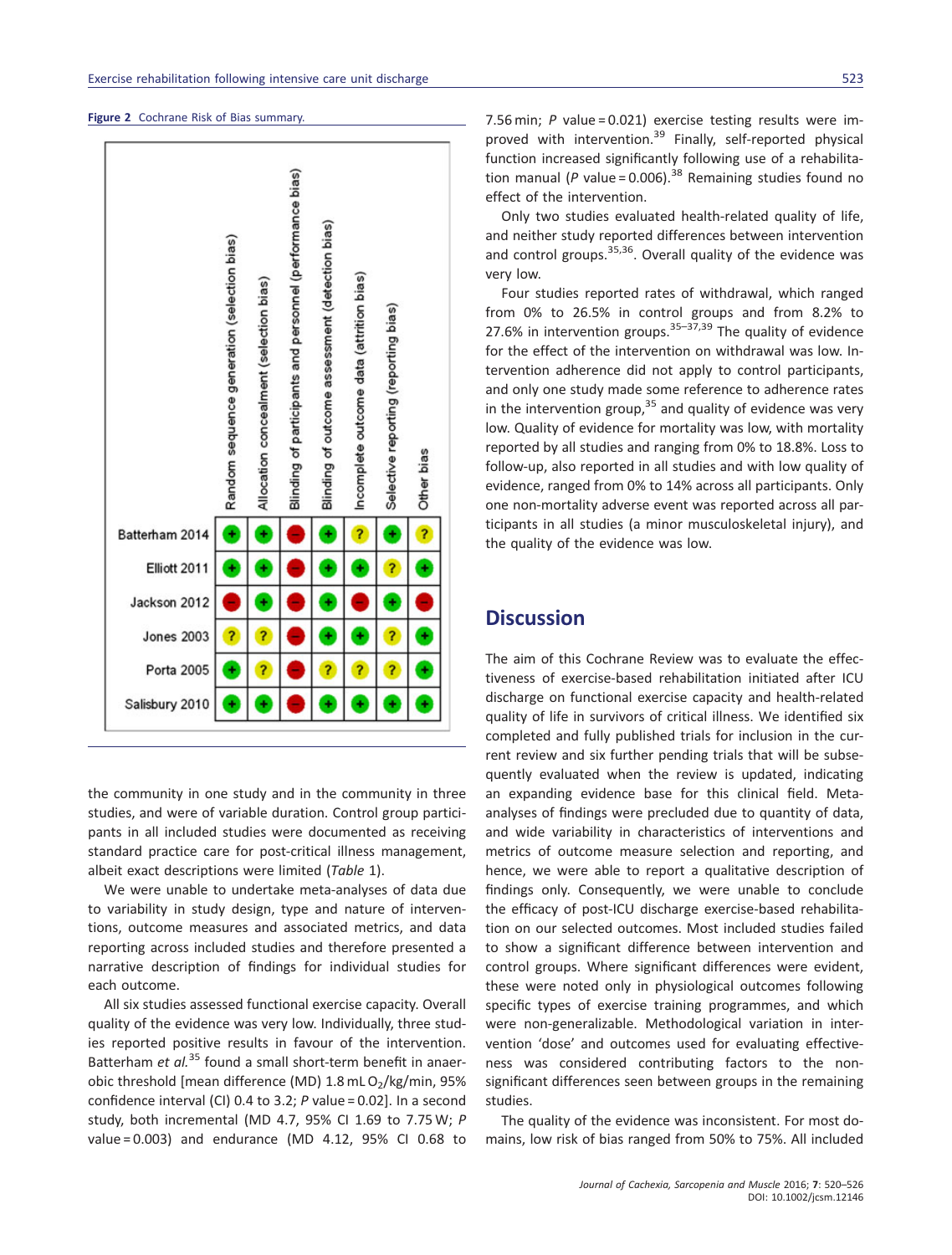**Figure 2** Cochrane Risk of Bias summary.

| | Random sequence generation (selection bias) | Allocation concealment (selection bias) | Blinding of participants and personnel (performance bias) | Blinding of outcome assessment (detection bias) | Incomplete outcome data (attrition bias) | Selective reporting (reporting bias) | Other bias |
|---|---|---|---|---|---|---|---|
| Batterham 2014 | + | + | − | + | ? | + | ? |
| Elliott 2011 | + | + | − | + | + | ? | + |
| Jackson 2012 | − | + | − | + | − | + | − |
| Jones 2003 | ? | ? | − | + | + | ? | + |
| Porta 2005 | + | ? | − | ? | ? | ? | + |
| Salisbury 2010 | + | + | − | + | + | + | + |

the community in one study and in the community in three studies, and were of variable duration. Control group participants in all included studies were documented as receiving standard practice care for post-critical illness management, albeit exact descriptions were limited (*Table* 1).

We were unable to undertake meta-analyses of data due to variability in study design, type and nature of interventions, outcome measures and associated metrics, and data reporting across included studies and therefore presented a narrative description of findings for individual studies for each outcome.

All six studies assessed functional exercise capacity. Overall quality of the evidence was very low. Individually, three studies reported positive results in favour of the intervention. Batterham *et al.*[35] found a small short-term benefit in anaerobic threshold [mean difference (MD) 1.8 mL $O_2$/kg/min, 95% confidence interval (CI) 0.4 to 3.2; $P$ value = 0.02]. In a second study, both incremental (MD 4.7, 95% CI 1.69 to 7.75 W; $P$ value = 0.003) and endurance (MD 4.12, 95% CI 0.68 to 7.56 min; $P$ value = 0.021) exercise testing results were improved with intervention.[39] Finally, self-reported physical function increased significantly following use of a rehabilitation manual ($P$ value = 0.006).[38] Remaining studies found no effect of the intervention.

Only two studies evaluated health-related quality of life, and neither study reported differences between intervention and control groups.[35,36]. Overall quality of the evidence was very low.

Four studies reported rates of withdrawal, which ranged from 0% to 26.5% in control groups and from 8.2% to 27.6% in intervention groups.[35–37,39] The quality of evidence for the effect of the intervention on withdrawal was low. Intervention adherence did not apply to control participants, and only one study made some reference to adherence rates in the intervention group,[35] and quality of evidence was very low. Quality of evidence for mortality was low, with mortality reported by all studies and ranging from 0% to 18.8%. Loss to follow-up, also reported in all studies and with low quality of evidence, ranged from 0% to 14% across all participants. Only one non-mortality adverse event was reported across all participants in all studies (a minor musculoskeletal injury), and the quality of the evidence was low.

## Discussion

The aim of this Cochrane Review was to evaluate the effectiveness of exercise-based rehabilitation initiated after ICU discharge on functional exercise capacity and health-related quality of life in survivors of critical illness. We identified six completed and fully published trials for inclusion in the current review and six further pending trials that will be subsequently evaluated when the review is updated, indicating an expanding evidence base for this clinical field. Meta-analyses of findings were precluded due to quantity of data, and wide variability in characteristics of interventions and metrics of outcome measure selection and reporting, and hence, we were able to report a qualitative description of findings only. Consequently, we were unable to conclude the efficacy of post-ICU discharge exercise-based rehabilitation on our selected outcomes. Most included studies failed to show a significant difference between intervention and control groups. Where significant differences were evident, these were noted only in physiological outcomes following specific types of exercise training programmes, and which were non-generalizable. Methodological variation in intervention 'dose' and outcomes used for evaluating effectiveness was considered contributing factors to the non-significant differences seen between groups in the remaining studies.

The quality of the evidence was inconsistent. For most domains, low risk of bias ranged from 50% to 75%. All included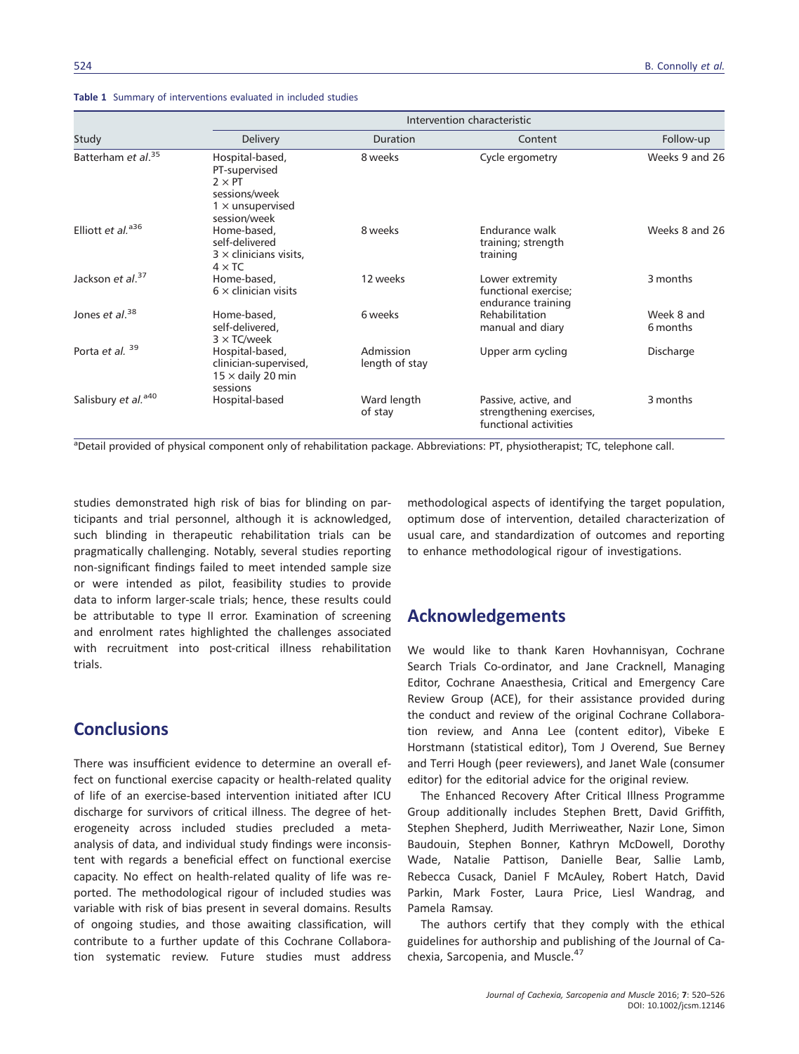**Table 1** Summary of interventions evaluated in included studies

| Study | Intervention characteristic | | | |
|---|---|---|---|---|
| | Delivery | Duration | Content | Follow-up |
| Batterham *et al.*[35] | Hospital-based, PT-supervised 2 × PT sessions/week 1 × unsupervised session/week | 8 weeks | Cycle ergometry | Weeks 9 and 26 |
| Elliott *et al.*[a36] | Home-based, self-delivered 3 × clinicians visits, 4 × TC | 8 weeks | Endurance walk training; strength training | Weeks 8 and 26 |
| Jackson *et al.*[37] | Home-based, 6 × clinician visits | 12 weeks | Lower extremity functional exercise; endurance training | 3 months |
| Jones *et al.*[38] | Home-based, self-delivered, 3 × TC/week | 6 weeks | Rehabilitation manual and diary | Week 8 and 6 months |
| Porta *et al.* [39] | Hospital-based, clinician-supervised, 15 × daily 20 min sessions | Admission length of stay | Upper arm cycling | Discharge |
| Salisbury *et al.*[a40] | Hospital-based | Ward length of stay | Passive, active, and strengthening exercises, functional activities | 3 months |

[a]Detail provided of physical component only of rehabilitation package. Abbreviations: PT, physiotherapist; TC, telephone call.

studies demonstrated high risk of bias for blinding on participants and trial personnel, although it is acknowledged, such blinding in therapeutic rehabilitation trials can be pragmatically challenging. Notably, several studies reporting non-significant findings failed to meet intended sample size or were intended as pilot, feasibility studies to provide data to inform larger-scale trials; hence, these results could be attributable to type II error. Examination of screening and enrolment rates highlighted the challenges associated with recruitment into post-critical illness rehabilitation trials.

## Conclusions

There was insufficient evidence to determine an overall effect on functional exercise capacity or health-related quality of life of an exercise-based intervention initiated after ICU discharge for survivors of critical illness. The degree of heterogeneity across included studies precluded a meta-analysis of data, and individual study findings were inconsistent with regards a beneficial effect on functional exercise capacity. No effect on health-related quality of life was reported. The methodological rigour of included studies was variable with risk of bias present in several domains. Results of ongoing studies, and those awaiting classification, will contribute to a further update of this Cochrane Collaboration systematic review. Future studies must address methodological aspects of identifying the target population, optimum dose of intervention, detailed characterization of usual care, and standardization of outcomes and reporting to enhance methodological rigour of investigations.

## Acknowledgements

We would like to thank Karen Hovhannisyan, Cochrane Search Trials Co-ordinator, and Jane Cracknell, Managing Editor, Cochrane Anaesthesia, Critical and Emergency Care Review Group (ACE), for their assistance provided during the conduct and review of the original Cochrane Collaboration review, and Anna Lee (content editor), Vibeke E Horstmann (statistical editor), Tom J Overend, Sue Berney and Terri Hough (peer reviewers), and Janet Wale (consumer editor) for the editorial advice for the original review.

The Enhanced Recovery After Critical Illness Programme Group additionally includes Stephen Brett, David Griffith, Stephen Shepherd, Judith Merriweather, Nazir Lone, Simon Baudouin, Stephen Bonner, Kathryn McDowell, Dorothy Wade, Natalie Pattison, Danielle Bear, Sallie Lamb, Rebecca Cusack, Daniel F McAuley, Robert Hatch, David Parkin, Mark Foster, Laura Price, Liesl Wandrag, and Pamela Ramsay.

The authors certify that they comply with the ethical guidelines for authorship and publishing of the Journal of Cachexia, Sarcopenia, and Muscle.[47]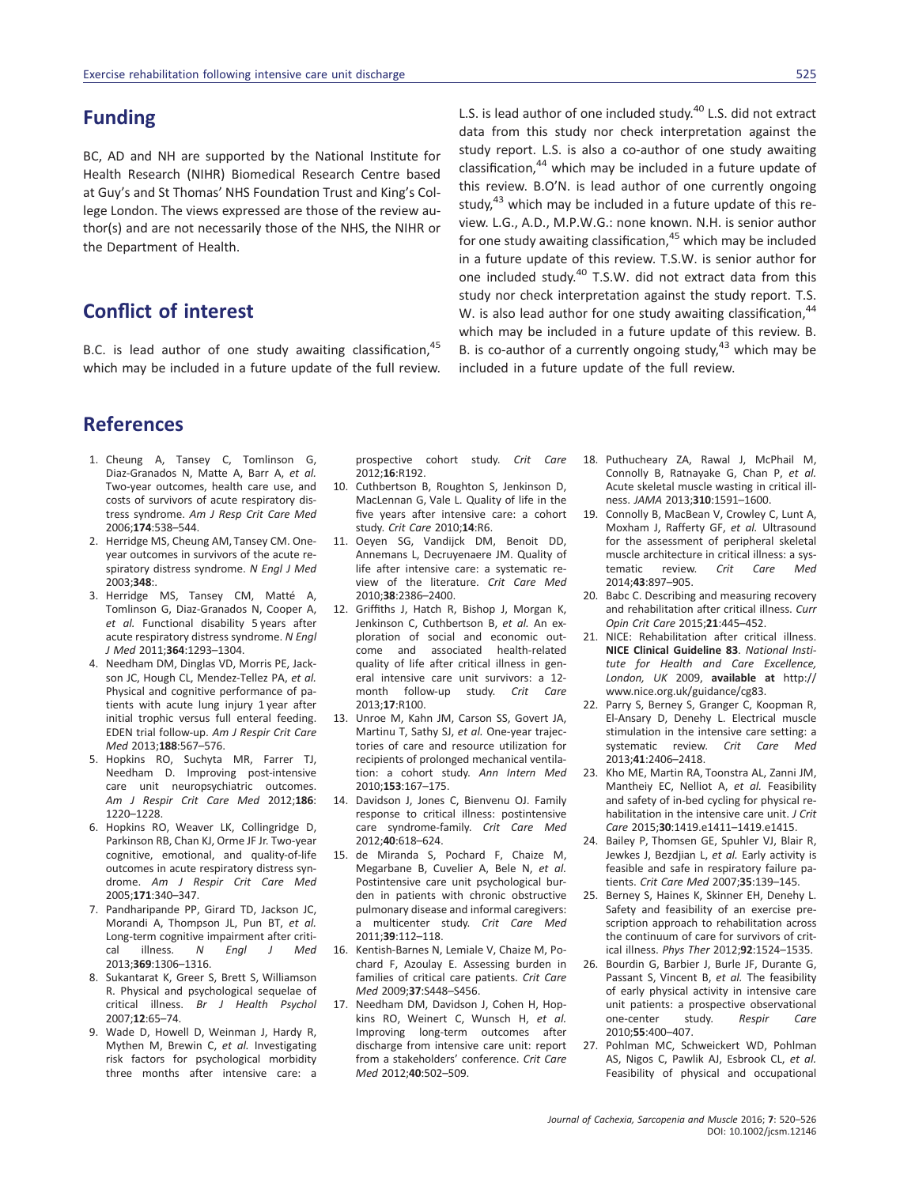## Funding

BC, AD and NH are supported by the National Institute for Health Research (NIHR) Biomedical Research Centre based at Guy's and St Thomas' NHS Foundation Trust and King's College London. The views expressed are those of the review author(s) and are not necessarily those of the NHS, the NIHR or the Department of Health.

## Conflict of interest

B.C. is lead author of one study awaiting classification,[45] which may be included in a future update of the full review. L.S. is lead author of one included study.[40] L.S. did not extract data from this study nor check interpretation against the study report. L.S. is also a co-author of one study awaiting classification,[44] which may be included in a future update of this review. B.O'N. is lead author of one currently ongoing study,[43] which may be included in a future update of this review. L.G., A.D., M.P.W.G.: none known. N.H. is senior author for one study awaiting classification,[45] which may be included in a future update of this review. T.S.W. is senior author for one included study.[40] T.S.W. did not extract data from this study nor check interpretation against the study report. T.S. W. is also lead author for one study awaiting classification,[44] which may be included in a future update of this review. B. B. is co-author of a currently ongoing study,[43] which may be included in a future update of the full review.

## References

1. Cheung A, Tansey C, Tomlinson G, Diaz-Granados N, Matte A, Barr A, *et al.* Two-year outcomes, health care use, and costs of survivors of acute respiratory distress syndrome. *Am J Resp Crit Care Med* 2006;**174**:538–544.
2. Herridge MS, Cheung AM, Tansey CM. One-year outcomes in survivors of the acute respiratory distress syndrome. *N Engl J Med* 2003;**348**:.
3. Herridge MS, Tansey CM, Matté A, Tomlinson G, Diaz-Granados N, Cooper A, *et al.* Functional disability 5 years after acute respiratory distress syndrome. *N Engl J Med* 2011;**364**:1293–1304.
4. Needham DM, Dinglas VD, Morris PE, Jackson JC, Hough CL, Mendez-Tellez PA, *et al.* Physical and cognitive performance of patients with acute lung injury 1 year after initial trophic versus full enteral feeding. EDEN trial follow-up. *Am J Respir Crit Care Med* 2013;**188**:567–576.
5. Hopkins RO, Suchyta MR, Farrer TJ, Needham D. Improving post-intensive care unit neuropsychiatric outcomes. *Am J Respir Crit Care Med* 2012;**186**: 1220–1228.
6. Hopkins RO, Weaver LK, Collingridge D, Parkinson RB, Chan KJ, Orme JF Jr. Two-year cognitive, emotional, and quality-of-life outcomes in acute respiratory distress syndrome. *Am J Respir Crit Care Med* 2005;**171**:340–347.
7. Pandharipande PP, Girard TD, Jackson JC, Morandi A, Thompson JL, Pun BT, *et al.* Long-term cognitive impairment after critical illness. *N Engl J Med* 2013;**369**:1306–1316.
8. Sukantarat K, Greer S, Brett S, Williamson R. Physical and psychological sequelae of critical illness. *Br J Health Psychol* 2007;**12**:65–74.
9. Wade D, Howell D, Weinman J, Hardy R, Mythen M, Brewin C, *et al.* Investigating risk factors for psychological morbidity three months after intensive care: a prospective cohort study. *Crit Care* 2012;**16**:R192.
10. Cuthbertson B, Roughton S, Jenkinson D, MacLennan G, Vale L. Quality of life in the five years after intensive care: a cohort study. *Crit Care* 2010;**14**:R6.
11. Oeyen SG, Vandijck DM, Benoit DD, Annemans L, Decruyenaere JM. Quality of life after intensive care: a systematic review of the literature. *Crit Care Med* 2010;**38**:2386–2400.
12. Griffiths J, Hatch R, Bishop J, Morgan K, Jenkinson C, Cuthbertson B, *et al.* An exploration of social and economic outcome and associated health-related quality of life after critical illness in general intensive care unit survivors: a 12-month follow-up study. *Crit Care* 2013;**17**:R100.
13. Unroe M, Kahn JM, Carson SS, Govert JA, Martinu T, Sathy SJ, *et al.* One-year trajectories of care and resource utilization for recipients of prolonged mechanical ventilation: a cohort study. *Ann Intern Med* 2010;**153**:167–175.
14. Davidson J, Jones C, Bienvenu OJ. Family response to critical illness: postintensive care syndrome-family. *Crit Care Med* 2012;**40**:618–624.
15. de Miranda S, Pochard F, Chaize M, Megarbane B, Cuvelier A, Bele N, *et al.* Postintensive care unit psychological burden in patients with chronic obstructive pulmonary disease and informal caregivers: a multicenter study. *Crit Care Med* 2011;**39**:112–118.
16. Kentish-Barnes N, Lemiale V, Chaize M, Pochard F, Azoulay E. Assessing burden in families of critical care patients. *Crit Care Med* 2009;**37**:S448–S456.
17. Needham DM, Davidson J, Cohen H, Hopkins RO, Weinert C, Wunsch H, *et al.* Improving long-term outcomes after discharge from intensive care unit: report from a stakeholders' conference. *Crit Care Med* 2012;**40**:502–509.
18. Puthucheary ZA, Rawal J, McPhail M, Connolly B, Ratnayake G, Chan P, *et al.* Acute skeletal muscle wasting in critical illness. *JAMA* 2013;**310**:1591–1600.
19. Connolly B, MacBean V, Crowley C, Lunt A, Moxham J, Rafferty GF, *et al.* Ultrasound for the assessment of peripheral skeletal muscle architecture in critical illness: a systematic review. *Crit Care Med* 2014;**43**:897–905.
20. Babc C. Describing and measuring recovery and rehabilitation after critical illness. *Curr Opin Crit Care* 2015;**21**:445–452.
21. NICE: Rehabilitation after critical illness. **NICE Clinical Guideline 83**. *National Institute for Health and Care Excellence, London, UK* 2009, **available at** http://www.nice.org.uk/guidance/cg83.
22. Parry S, Berney S, Granger C, Koopman R, El-Ansary D, Denehy L. Electrical muscle stimulation in the intensive care setting: a systematic review. *Crit Care Med* 2013;**41**:2406–2418.
23. Kho ME, Martin RA, Toonstra AL, Zanni JM, Mantheiy EC, Nelliot A, *et al.* Feasibility and safety of in-bed cycling for physical rehabilitation in the intensive care unit. *J Crit Care* 2015;**30**:1419.e1411–1419.e1415.
24. Bailey P, Thomsen GE, Spuhler VJ, Blair R, Jewkes J, Bezdjian L, *et al.* Early activity is feasible and safe in respiratory failure patients. *Crit Care Med* 2007;**35**:139–145.
25. Berney S, Haines K, Skinner EH, Denehy L. Safety and feasibility of an exercise prescription approach to rehabilitation across the continuum of care for survivors of critical illness. *Phys Ther* 2012;**92**:1524–1535.
26. Bourdin G, Barbier J, Burle JF, Durante G, Passant S, Vincent B, *et al.* The feasibility of early physical activity in intensive care unit patients: a prospective observational one-center study. *Respir Care* 2010;**55**:400–407.
27. Pohlman MC, Schweickert WD, Pohlman AS, Nigos C, Pawlik AJ, Esbrook CL, *et al.* Feasibility of physical and occupational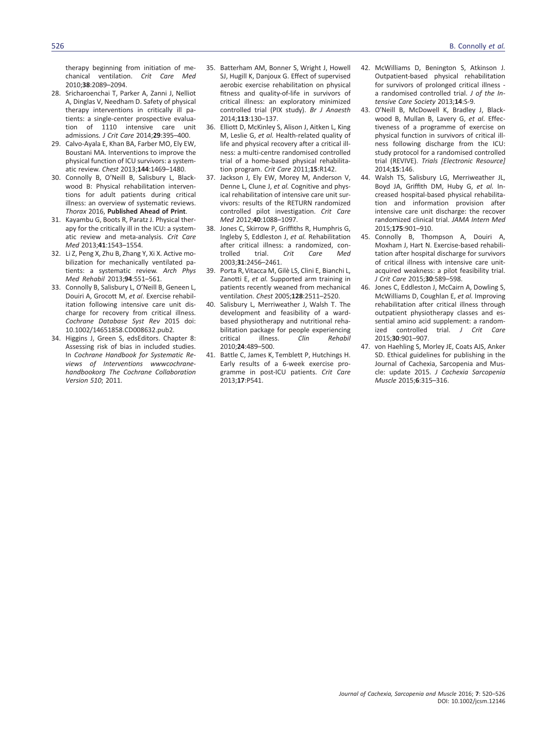therapy beginning from initiation of mechanical ventilation. *Crit Care Med* 2010;**38**:2089–2094.

28. Sricharoenchai T, Parker A, Zanni J, Nelliot A, Dinglas V, Needham D. Safety of physical therapy interventions in critically ill patients: a single-center prospective evaluation of 1110 intensive care unit admissions. *J Crit Care* 2014;**29**:395–400.
29. Calvo-Ayala E, Khan BA, Farber MO, Ely EW, Boustani MA. Interventions to improve the physical function of ICU survivors: a systematic review. *Chest* 2013;**144**:1469–1480.
30. Connolly B, O'Neill B, Salisbury L, Blackwood B: Physical rehabilitation interventions for adult patients during critical illness: an overview of systematic reviews. *Thorax* 2016, **Published Ahead of Print**.
31. Kayambu G, Boots R, Paratz J. Physical therapy for the critically ill in the ICU: a systematic review and meta-analysis. *Crit Care Med* 2013;**41**:1543–1554.
32. Li Z, Peng X, Zhu B, Zhang Y, Xi X. Active mobilization for mechanically ventilated patients: a systematic review. *Arch Phys Med Rehabil* 2013;**94**:551–561.
33. Connolly B, Salisbury L, O'Neill B, Geneen L, Douiri A, Grocott M, *et al*. Exercise rehabilitation following intensive care unit discharge for recovery from critical illness. *Cochrane Database Syst Rev* 2015 doi: 10.1002/14651858.CD008632.pub2.
34. Higgins J, Green S, edsEditors. Chapter 8: Assessing risk of bias in included studies. In *Cochrane Handbook for Systematic Reviews of Interventions wwwcochrane-handbookorg The Cochrane Collaboration Version 510*; 2011.
35. Batterham AM, Bonner S, Wright J, Howell SJ, Hugill K, Danjoux G. Effect of supervised aerobic exercise rehabilitation on physical fitness and quality-of-life in survivors of critical illness: an exploratory minimized controlled trial (PIX study). *Br J Anaesth* 2014;**113**:130–137.
36. Elliott D, McKinley S, Alison J, Aitken L, King M, Leslie G, *et al.* Health-related quality of life and physical recovery after a critical illness: a multi-centre randomised controlled trial of a home-based physical rehabilitation program. *Crit Care* 2011;**15**:R142.
37. Jackson J, Ely EW, Morey M, Anderson V, Denne L, Clune J, *et al.* Cognitive and physical rehabilitation of intensive care unit survivors: results of the RETURN randomized controlled pilot investigation. *Crit Care Med* 2012;**40**:1088–1097.
38. Jones C, Skirrow P, Griffiths R, Humphris G, Ingleby S, Eddleston J, *et al.* Rehabilitation after critical illness: a randomized, controlled trial. *Crit Care Med* 2003;**31**:2456–2461.
39. Porta R, Vitacca M, Gilè LS, Clini E, Bianchi L, Zanotti E, *et al.* Supported arm training in patients recently weaned from mechanical ventilation. *Chest* 2005;**128**:2511–2520.
40. Salisbury L, Merriweather J, Walsh T. The development and feasibility of a ward-based physiotherapy and nutritional rehabilitation package for people experiencing critical illness. *Clin Rehabil* 2010;**24**:489–500.
41. Battle C, James K, Temblett P, Hutchings H. Early results of a 6-week exercise programme in post-ICU patients. *Crit Care* 2013;**17**:P541.
42. McWilliams D, Benington S, Atkinson J. Outpatient-based physical rehabilitation for survivors of prolonged critical illness - a randomised controlled trial. *J of the Intensive Care Society* 2013;**14**:S-9.
43. O'Neill B, McDowell K, Bradley J, Blackwood B, Mullan B, Lavery G, *et al.* Effectiveness of a programme of exercise on physical function in survivors of critical illness following discharge from the ICU: study protocol for a randomised controlled trial (REVIVE). *Trials [Electronic Resource]* 2014;**15**:146.
44. Walsh TS, Salisbury LG, Merriweather JL, Boyd JA, Griffith DM, Huby G, *et al.* Increased hospital-based physical rehabilitation and information provision after intensive care unit discharge: the recover randomized clinical trial. *JAMA Intern Med* 2015;**175**:901–910.
45. Connolly B, Thompson A, Douiri A, Moxham J, Hart N. Exercise-based rehabilitation after hospital discharge for survivors of critical illness with intensive care unit-acquired weakness: a pilot feasibility trial. *J Crit Care* 2015;**30**:589–598.
46. Jones C, Eddleston J, McCairn A, Dowling S, McWilliams D, Coughlan E, *et al.* Improving rehabilitation after critical illness through outpatient physiotherapy classes and essential amino acid supplement: a randomized controlled trial. *J Crit Care* 2015;**30**:901–907.
47. von Haehling S, Morley JE, Coats AJS, Anker SD. Ethical guidelines for publishing in the Journal of Cachexia, Sarcopenia and Muscle: update 2015. *J Cachexia Sarcopenia Muscle* 2015;**6**:315–316.